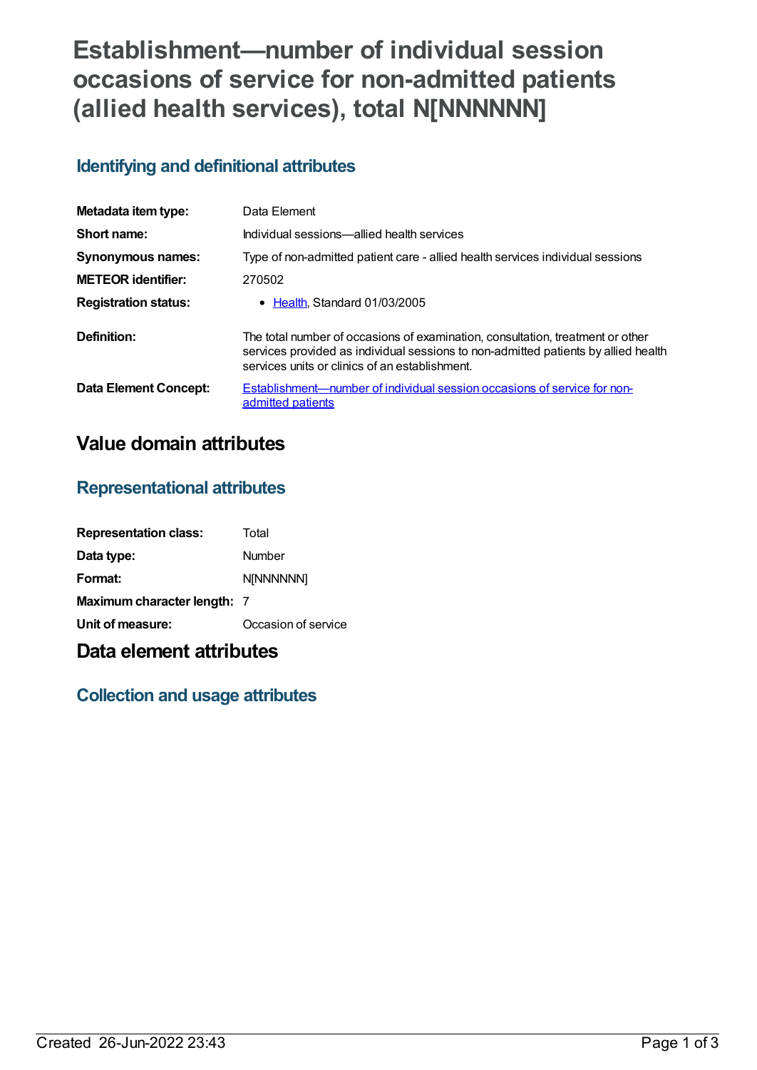# Establishment—number of individual session occasions of service for non-admitted patients (allied health services), total N[NNNNNN]

## Identifying and definitional attributes

| | |
|---|---|
| **Metadata item type:** | Data Element |
| **Short name:** | Individual sessions—allied health services |
| **Synonymous names:** | Type of non-admitted patient care - allied health services individual sessions |
| **METEOR identifier:** | 270502 |
| **Registration status:** | • Health, Standard 01/03/2005 |
| **Definition:** | The total number of occasions of examination, consultation, treatment or other services provided as individual sessions to non-admitted patients by allied health services units or clinics of an establishment. |
| **Data Element Concept:** | Establishment—number of individual session occasions of service for non-admitted patients |

# Value domain attributes

## Representational attributes

| | |
|---|---|
| **Representation class:** | Total |
| **Data type:** | Number |
| **Format:** | N[NNNNNN] |
| **Maximum character length:** | 7 |
| **Unit of measure:** | Occasion of service |

# Data element attributes

## Collection and usage attributes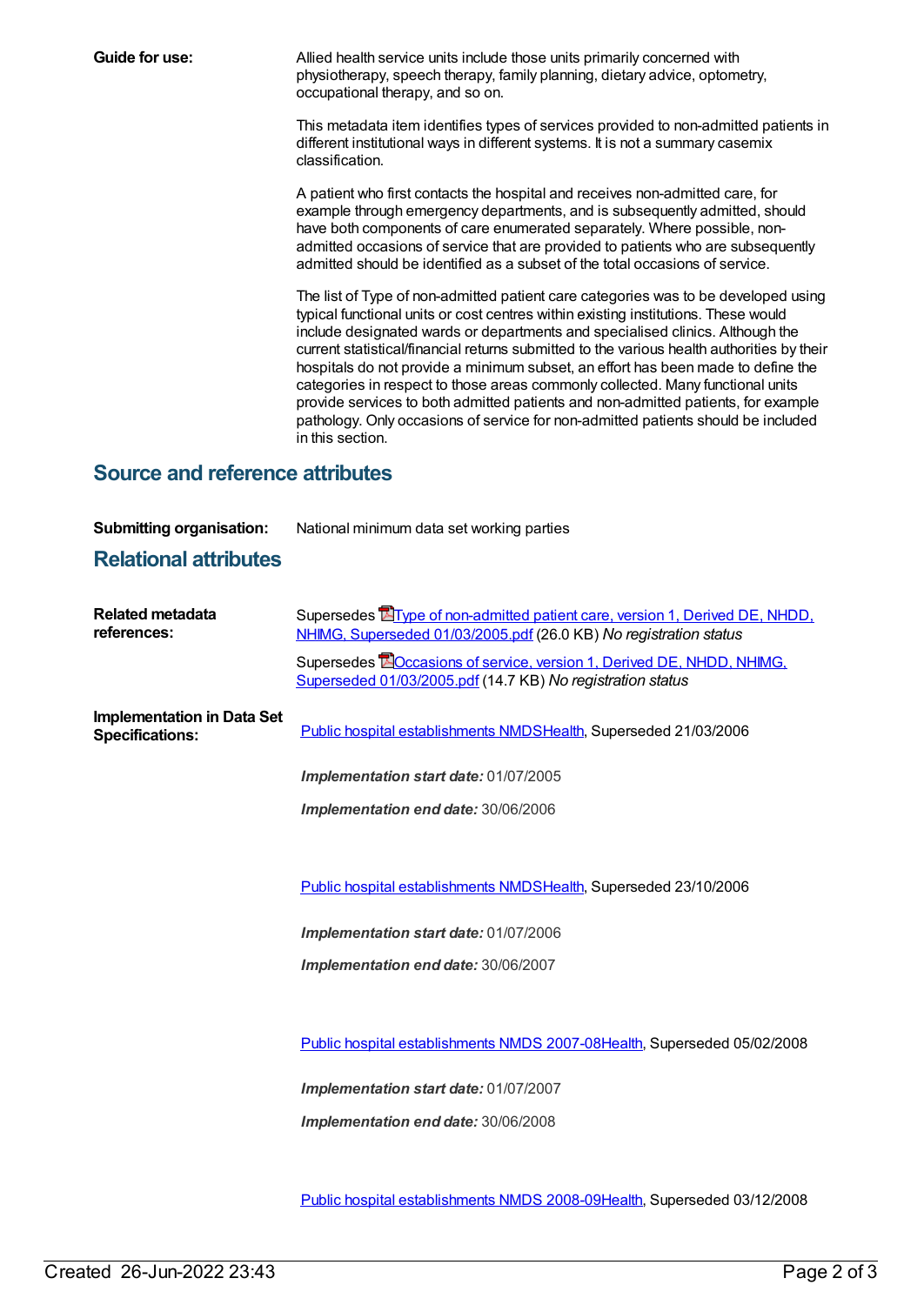**Guide for use:**

Allied health service units include those units primarily concerned with physiotherapy, speech therapy, family planning, dietary advice, optometry, occupational therapy, and so on.

This metadata item identifies types of services provided to non-admitted patients in different institutional ways in different systems. It is not a summary casemix classification.

A patient who first contacts the hospital and receives non-admitted care, for example through emergency departments, and is subsequently admitted, should have both components of care enumerated separately. Where possible, non-admitted occasions of service that are provided to patients who are subsequently admitted should be identified as a subset of the total occasions of service.

The list of Type of non-admitted patient care categories was to be developed using typical functional units or cost centres within existing institutions. These would include designated wards or departments and specialised clinics. Although the current statistical/financial returns submitted to the various health authorities by their hospitals do not provide a minimum subset, an effort has been made to define the categories in respect to those areas commonly collected. Many functional units provide services to both admitted patients and non-admitted patients, for example pathology. Only occasions of service for non-admitted patients should be included in this section.

## Source and reference attributes

**Submitting organisation:** National minimum data set working parties

## Relational attributes

**Related metadata references:**

Supersedes Type of non-admitted patient care, version 1, Derived DE, NHDD, NHIMG, Superseded 01/03/2005.pdf (26.0 KB) *No registration status*

Supersedes Occasions of service, version 1, Derived DE, NHDD, NHIMG, Superseded 01/03/2005.pdf (14.7 KB) *No registration status*

**Implementation in Data Set Specifications:**

Public hospital establishments NMDSHealth, Superseded 21/03/2006

***Implementation start date:*** 01/07/2005

***Implementation end date:*** 30/06/2006

Public hospital establishments NMDSHealth, Superseded 23/10/2006

***Implementation start date:*** 01/07/2006

***Implementation end date:*** 30/06/2007

Public hospital establishments NMDS 2007-08Health, Superseded 05/02/2008

***Implementation start date:*** 01/07/2007

***Implementation end date:*** 30/06/2008

Public hospital establishments NMDS 2008-09Health, Superseded 03/12/2008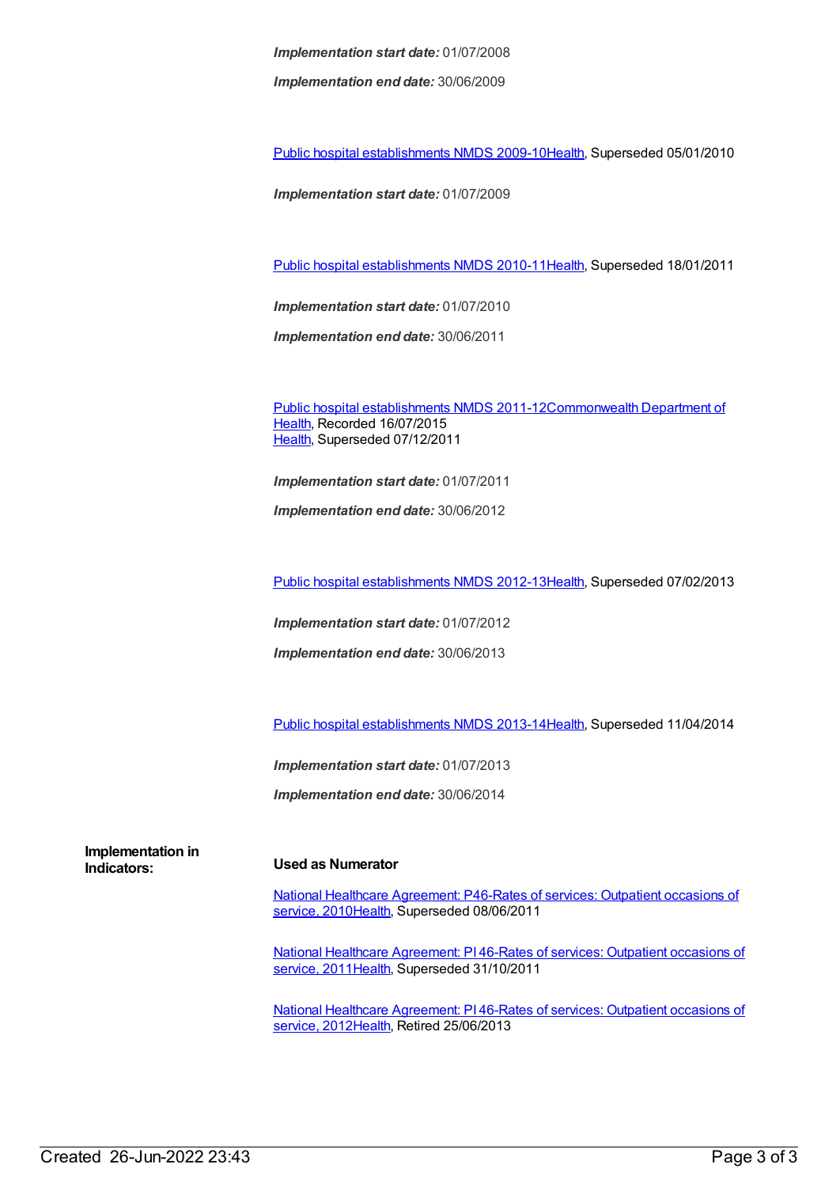***Implementation start date:*** 01/07/2008

***Implementation end date:*** 30/06/2009

Public hospital establishments NMDS 2009-10Health, Superseded 05/01/2010

***Implementation start date:*** 01/07/2009

Public hospital establishments NMDS 2010-11Health, Superseded 18/01/2011

***Implementation start date:*** 01/07/2010

***Implementation end date:*** 30/06/2011

Public hospital establishments NMDS 2011-12Commonwealth Department of Health, Recorded 16/07/2015
Health, Superseded 07/12/2011

***Implementation start date:*** 01/07/2011

***Implementation end date:*** 30/06/2012

Public hospital establishments NMDS 2012-13Health, Superseded 07/02/2013

***Implementation start date:*** 01/07/2012

***Implementation end date:*** 30/06/2013

Public hospital establishments NMDS 2013-14Health, Superseded 11/04/2014

***Implementation start date:*** 01/07/2013

***Implementation end date:*** 30/06/2014

**Implementation in Indicators:**

**Used as Numerator**

National Healthcare Agreement: P46-Rates of services: Outpatient occasions of service, 2010Health, Superseded 08/06/2011

National Healthcare Agreement: PI 46-Rates of services: Outpatient occasions of service, 2011Health, Superseded 31/10/2011

National Healthcare Agreement: PI 46-Rates of services: Outpatient occasions of service, 2012Health, Retired 25/06/2013